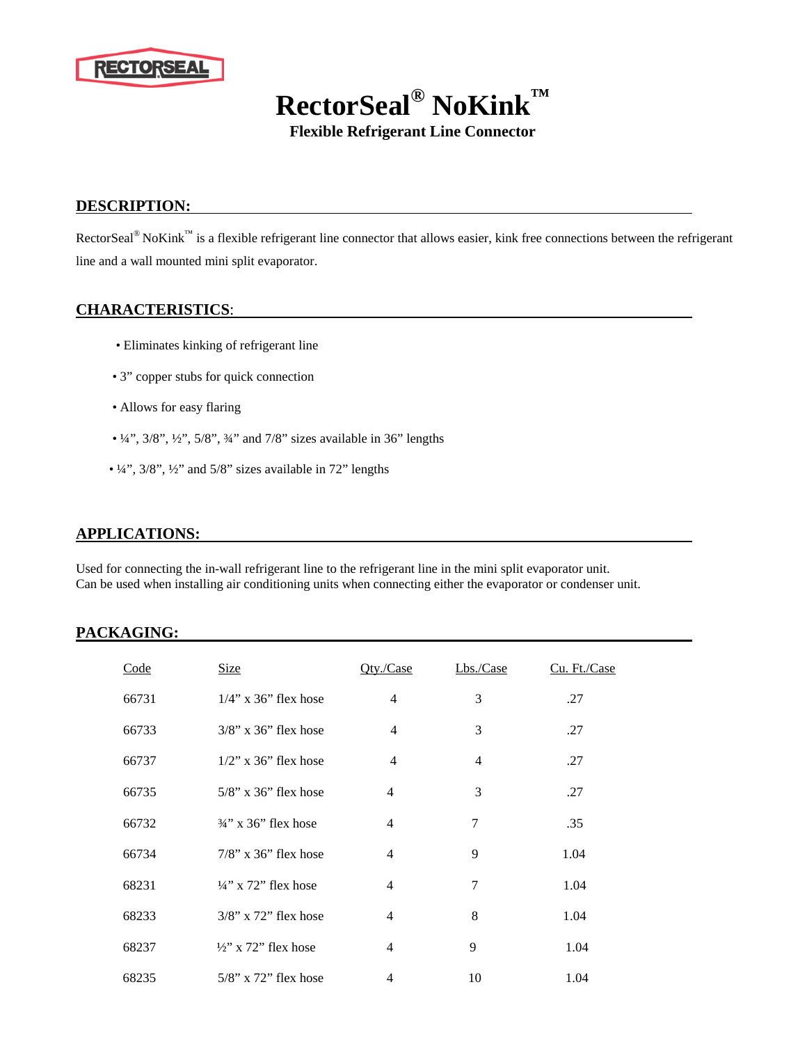RECTORSEAL

# RectorSeal® NoKink™

**Flexible Refrigerant Line Connector**

## DESCRIPTION:

RectorSeal® NoKink™ is a flexible refrigerant line connector that allows easier, kink free connections between the refrigerant line and a wall mounted mini split evaporator.

## CHARACTERISTICS:

- Eliminates kinking of refrigerant line
- 3" copper stubs for quick connection
- Allows for easy flaring
- ¼", 3/8", ½", 5/8", ¾" and 7/8" sizes available in 36" lengths
- ¼", 3/8", ½" and 5/8" sizes available in 72" lengths

## APPLICATIONS:

Used for connecting the in-wall refrigerant line to the refrigerant line in the mini split evaporator unit.
Can be used when installing air conditioning units when connecting either the evaporator or condenser unit.

## PACKAGING:

| Code | Size | Qty./Case | Lbs./Case | Cu. Ft./Case |
|---|---|---|---|---|
| 66731 | 1/4" x 36" flex hose | 4 | 3 | .27 |
| 66733 | 3/8" x 36" flex hose | 4 | 3 | .27 |
| 66737 | 1/2" x 36" flex hose | 4 | 4 | .27 |
| 66735 | 5/8" x 36" flex hose | 4 | 3 | .27 |
| 66732 | ¾" x 36" flex hose | 4 | 7 | .35 |
| 66734 | 7/8" x 36" flex hose | 4 | 9 | 1.04 |
| 68231 | ¼" x 72" flex hose | 4 | 7 | 1.04 |
| 68233 | 3/8" x 72" flex hose | 4 | 8 | 1.04 |
| 68237 | ½" x 72" flex hose | 4 | 9 | 1.04 |
| 68235 | 5/8" x 72" flex hose | 4 | 10 | 1.04 |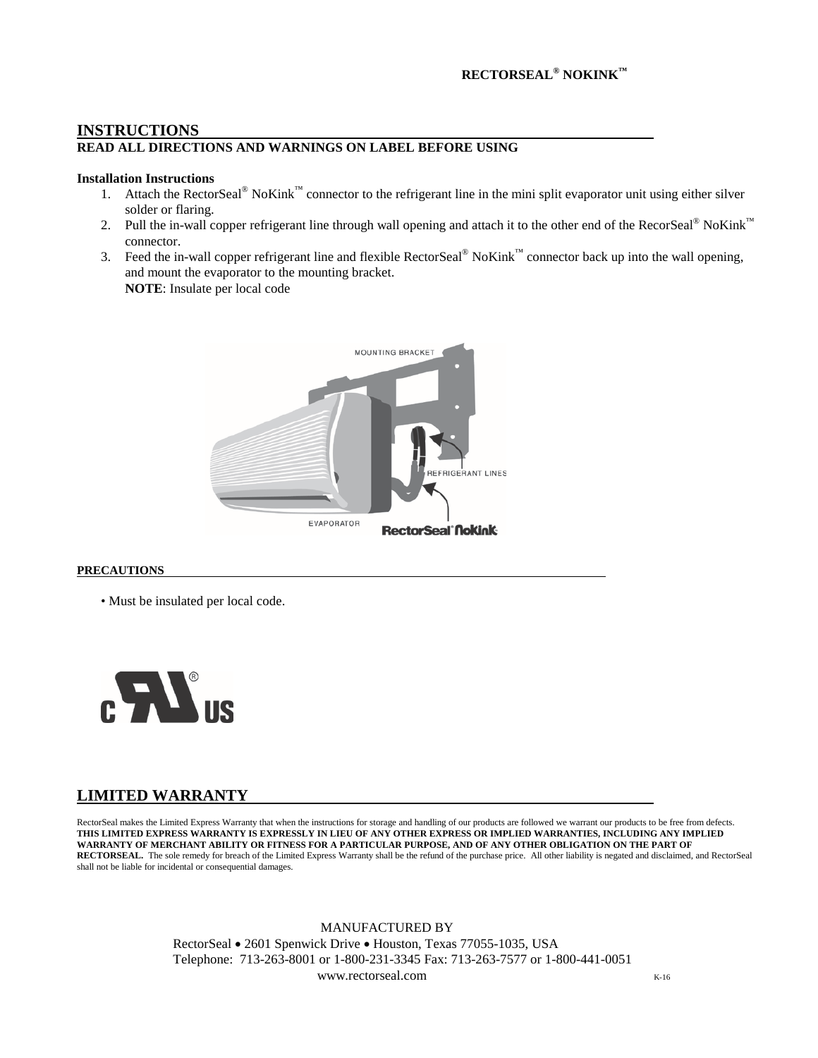**RECTORSEAL® NOKINK™**

## INSTRUCTIONS

**READ ALL DIRECTIONS AND WARNINGS ON LABEL BEFORE USING**

**Installation Instructions**

1. Attach the RectorSeal® NoKink™ connector to the refrigerant line in the mini split evaporator unit using either silver solder or flaring.
2. Pull the in-wall copper refrigerant line through wall opening and attach it to the other end of the RecorSeal® NoKink™ connector.
3. Feed the in-wall copper refrigerant line and flexible RectorSeal® NoKink™ connector back up into the wall opening, and mount the evaporator to the mounting bracket.
   **NOTE**: Insulate per local code

MOUNTING BRACKET

REFRIGERANT LINES

EVAPORATOR

RectorSeal® NoKink

**PRECAUTIONS**

- Must be insulated per local code.

## LIMITED WARRANTY

RectorSeal makes the Limited Express Warranty that when the instructions for storage and handling of our products are followed we warrant our products to be free from defects. **THIS LIMITED EXPRESS WARRANTY IS EXPRESSLY IN LIEU OF ANY OTHER EXPRESS OR IMPLIED WARRANTIES, INCLUDING ANY IMPLIED WARRANTY OF MERCHANT ABILITY OR FITNESS FOR A PARTICULAR PURPOSE, AND OF ANY OTHER OBLIGATION ON THE PART OF RECTORSEAL.** The sole remedy for breach of the Limited Express Warranty shall be the refund of the purchase price. All other liability is negated and disclaimed, and RectorSeal shall not be liable for incidental or consequential damages.

MANUFACTURED BY

RectorSeal • 2601 Spenwick Drive • Houston, Texas 77055-1035, USA

Telephone: 713-263-8001 or 1-800-231-3345 Fax: 713-263-7577 or 1-800-441-0051

www.rectorseal.com

K-16